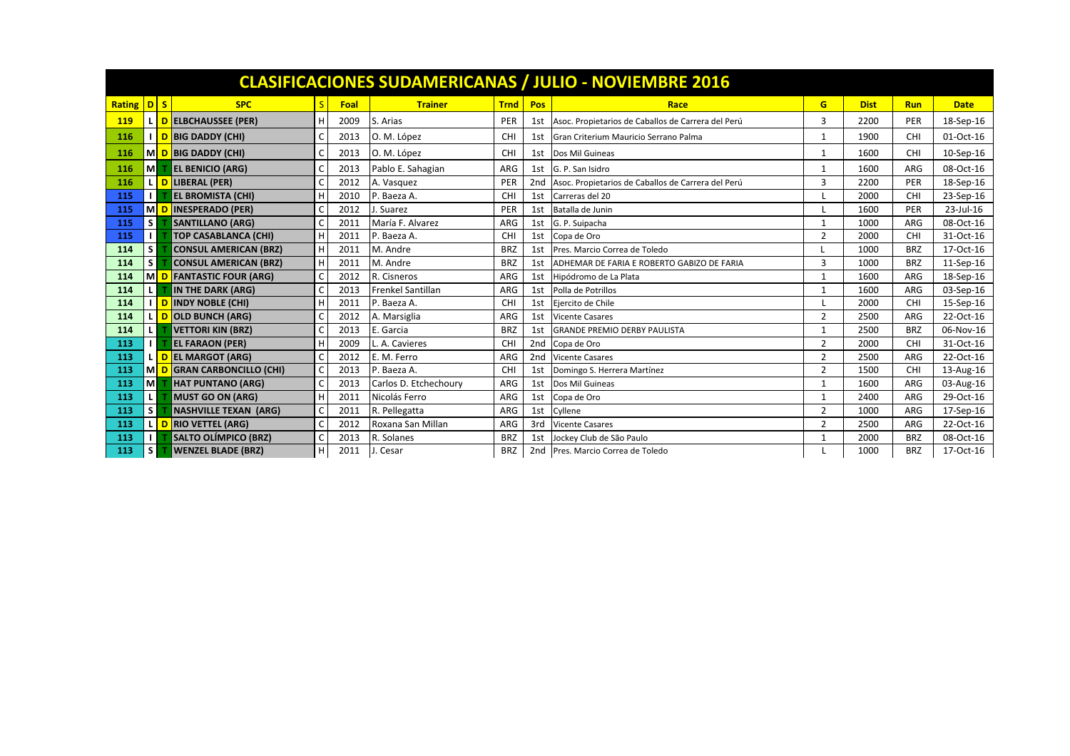# CLASIFICACIONES SUDAMERICANAS / JULIO - NOVIEMBRE 2016

| Rating | D | S | SPC | S | Foal | Trainer | Trnd | Pos | Race | G | Dist | Run | Date |
|---|---|---|---|---|---|---|---|---|---|---|---|---|---|
| 119 | L | D | ELBCHAUSSEE (PER) | H | 2009 | S. Arias | PER | 1st | Asoc. Propietarios de Caballos de Carrera del Perú | 3 | 2200 | PER | 18-Sep-16 |
| 116 | I | D | BIG DADDY (CHI) | C | 2013 | O. M. López | CHI | 1st | Gran Criterium Mauricio Serrano Palma | 1 | 1900 | CHI | 01-Oct-16 |
| 116 | M | D | BIG DADDY (CHI) | C | 2013 | O. M. López | CHI | 1st | Dos Mil Guineas | 1 | 1600 | CHI | 10-Sep-16 |
| 116 | M | T | EL BENICIO (ARG) | C | 2013 | Pablo E. Sahagian | ARG | 1st | G. P. San Isidro | 1 | 1600 | ARG | 08-Oct-16 |
| 116 | L | D | LIBERAL (PER) | C | 2012 | A. Vasquez | PER | 2nd | Asoc. Propietarios de Caballos de Carrera del Perú | 3 | 2200 | PER | 18-Sep-16 |
| 115 | I | T | EL BROMISTA (CHI) | H | 2010 | P. Baeza A. | CHI | 1st | Carreras del 20 | L | 2000 | CHI | 23-Sep-16 |
| 115 | M | D | INESPERADO (PER) | C | 2012 | J. Suarez | PER | 1st | Batalla de Junin | L | 1600 | PER | 23-Jul-16 |
| 115 | S | T | SANTILLANO (ARG) | C | 2011 | María F. Alvarez | ARG | 1st | G. P. Suipacha | 1 | 1000 | ARG | 08-Oct-16 |
| 115 | I | T | TOP CASABLANCA (CHI) | H | 2011 | P. Baeza A. | CHI | 1st | Copa de Oro | 2 | 2000 | CHI | 31-Oct-16 |
| 114 | S | T | CONSUL AMERICAN (BRZ) | H | 2011 | M. Andre | BRZ | 1st | Pres. Marcio Correa de Toledo | L | 1000 | BRZ | 17-Oct-16 |
| 114 | S | T | CONSUL AMERICAN (BRZ) | H | 2011 | M. Andre | BRZ | 1st | ADHEMAR DE FARIA E ROBERTO GABIZO DE FARIA | 3 | 1000 | BRZ | 11-Sep-16 |
| 114 | M | D | FANTASTIC FOUR (ARG) | C | 2012 | R. Cisneros | ARG | 1st | Hipódromo de La Plata | 1 | 1600 | ARG | 18-Sep-16 |
| 114 | L | T | IN THE DARK (ARG) | C | 2013 | Frenkel Santillan | ARG | 1st | Polla de Potrillos | 1 | 1600 | ARG | 03-Sep-16 |
| 114 | I | D | INDY NOBLE (CHI) | H | 2011 | P. Baeza A. | CHI | 1st | Ejercito de Chile | L | 2000 | CHI | 15-Sep-16 |
| 114 | L | D | OLD BUNCH (ARG) | C | 2012 | A. Marsiglia | ARG | 1st | Vicente Casares | 2 | 2500 | ARG | 22-Oct-16 |
| 114 | L | T | VETTORI KIN (BRZ) | C | 2013 | E. Garcia | BRZ | 1st | GRANDE PREMIO DERBY PAULISTA | 1 | 2500 | BRZ | 06-Nov-16 |
| 113 | I | T | EL FARAON (PER) | H | 2009 | L. A. Cavieres | CHI | 2nd | Copa de Oro | 2 | 2000 | CHI | 31-Oct-16 |
| 113 | L | D | EL MARGOT (ARG) | C | 2012 | E. M. Ferro | ARG | 2nd | Vicente Casares | 2 | 2500 | ARG | 22-Oct-16 |
| 113 | M | D | GRAN CARBONCILLO (CHI) | C | 2013 | P. Baeza A. | CHI | 1st | Domingo S. Herrera Martínez | 2 | 1500 | CHI | 13-Aug-16 |
| 113 | M | T | HAT PUNTANO (ARG) | C | 2013 | Carlos D. Etchechoury | ARG | 1st | Dos Mil Guineas | 1 | 1600 | ARG | 03-Aug-16 |
| 113 | L | T | MUST GO ON (ARG) | H | 2011 | Nicolás Ferro | ARG | 1st | Copa de Oro | 1 | 2400 | ARG | 29-Oct-16 |
| 113 | S | T | NASHVILLE TEXAN (ARG) | C | 2011 | R. Pellegatta | ARG | 1st | Cyllene | 2 | 1000 | ARG | 17-Sep-16 |
| 113 | L | D | RIO VETTEL (ARG) | C | 2012 | Roxana San Millan | ARG | 3rd | Vicente Casares | 2 | 2500 | ARG | 22-Oct-16 |
| 113 | I | T | SALTO OLÍMPICO (BRZ) | C | 2013 | R. Solanes | BRZ | 1st | Jockey Club de São Paulo | 1 | 2000 | BRZ | 08-Oct-16 |
| 113 | S | T | WENZEL BLADE (BRZ) | H | 2011 | J. Cesar | BRZ | 2nd | Pres. Marcio Correa de Toledo | L | 1000 | BRZ | 17-Oct-16 |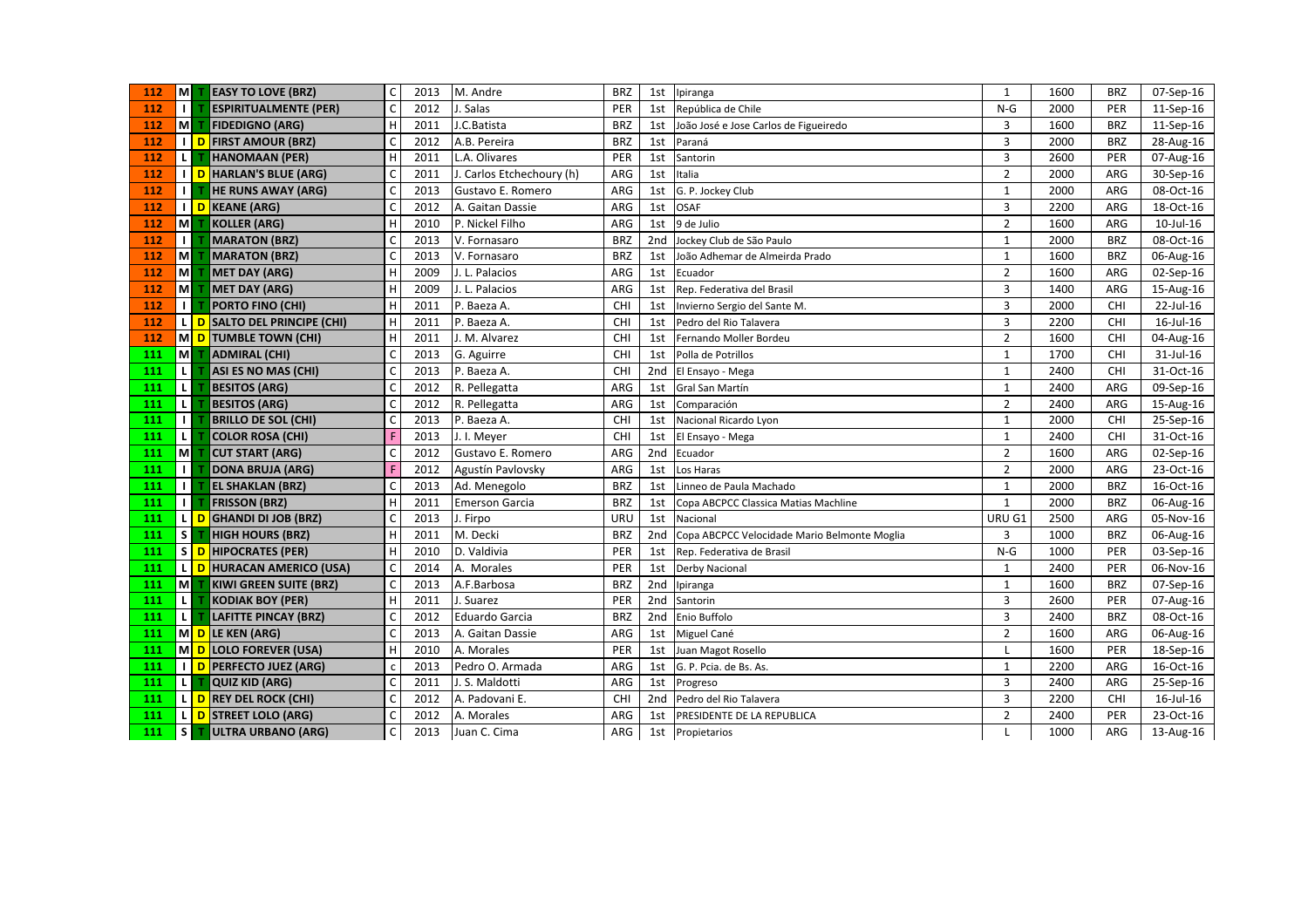| | | | | | | | | | | | | | |
|---|---|---|---|---|---|---|---|---|---|---|---|---|---|
| 112 | M | T | EASY TO LOVE (BRZ) | C | 2013 | M. Andre | BRZ | 1st | Ipiranga | 1 | 1600 | BRZ | 07-Sep-16 |
| 112 | I | T | ESPIRITUALMENTE (PER) | C | 2012 | J. Salas | PER | 1st | República de Chile | N-G | 2000 | PER | 11-Sep-16 |
| 112 | M | T | FIDEDIGNO (ARG) | H | 2011 | J.C.Batista | BRZ | 1st | João José e Jose Carlos de Figueiredo | 3 | 1600 | BRZ | 11-Sep-16 |
| 112 | I | D | FIRST AMOUR (BRZ) | C | 2012 | A.B. Pereira | BRZ | 1st | Paraná | 3 | 2000 | BRZ | 28-Aug-16 |
| 112 | L | T | HANOMAAN (PER) | H | 2011 | L.A. Olivares | PER | 1st | Santorin | 3 | 2600 | PER | 07-Aug-16 |
| 112 | I | D | HARLAN'S BLUE (ARG) | C | 2011 | J. Carlos Etchechoury (h) | ARG | 1st | Italia | 2 | 2000 | ARG | 30-Sep-16 |
| 112 | I | T | HE RUNS AWAY (ARG) | C | 2013 | Gustavo E. Romero | ARG | 1st | G. P. Jockey Club | 1 | 2000 | ARG | 08-Oct-16 |
| 112 | I | D | KEANE (ARG) | C | 2012 | A. Gaitan Dassie | ARG | 1st | OSAF | 3 | 2200 | ARG | 18-Oct-16 |
| 112 | M | T | KOLLER (ARG) | H | 2010 | P. Nickel Filho | ARG | 1st | 9 de Julio | 2 | 1600 | ARG | 10-Jul-16 |
| 112 | I | T | MARATON (BRZ) | C | 2013 | V. Fornasaro | BRZ | 2nd | Jockey Club de São Paulo | 1 | 2000 | BRZ | 08-Oct-16 |
| 112 | M | T | MARATON (BRZ) | C | 2013 | V. Fornasaro | BRZ | 1st | João Adhemar de Almeirda Prado | 1 | 1600 | BRZ | 06-Aug-16 |
| 112 | M | T | MET DAY (ARG) | H | 2009 | J. L. Palacios | ARG | 1st | Ecuador | 2 | 1600 | ARG | 02-Sep-16 |
| 112 | M | T | MET DAY (ARG) | H | 2009 | J. L. Palacios | ARG | 1st | Rep. Federativa del Brasil | 3 | 1400 | ARG | 15-Aug-16 |
| 112 | I | T | PORTO FINO (CHI) | H | 2011 | P. Baeza A. | CHI | 1st | Invierno Sergio del Sante M. | 3 | 2000 | CHI | 22-Jul-16 |
| 112 | L | D | SALTO DEL PRINCIPE (CHI) | H | 2011 | P. Baeza A. | CHI | 1st | Pedro del Rio Talavera | 3 | 2200 | CHI | 16-Jul-16 |
| 112 | M | D | TUMBLE TOWN (CHI) | H | 2011 | J. M. Alvarez | CHI | 1st | Fernando Moller Bordeu | 2 | 1600 | CHI | 04-Aug-16 |
| 111 | M | T | ADMIRAL (CHI) | C | 2013 | G. Aguirre | CHI | 1st | Polla de Potrillos | 1 | 1700 | CHI | 31-Jul-16 |
| 111 | L | T | ASI ES NO MAS (CHI) | C | 2013 | P. Baeza A. | CHI | 2nd | El Ensayo - Mega | 1 | 2400 | CHI | 31-Oct-16 |
| 111 | L | T | BESITOS (ARG) | C | 2012 | R. Pellegatta | ARG | 1st | Gral San Martín | 1 | 2400 | ARG | 09-Sep-16 |
| 111 | L | T | BESITOS (ARG) | C | 2012 | R. Pellegatta | ARG | 1st | Comparación | 2 | 2400 | ARG | 15-Aug-16 |
| 111 | I | T | BRILLO DE SOL (CHI) | C | 2013 | P. Baeza A. | CHI | 1st | Nacional Ricardo Lyon | 1 | 2000 | CHI | 25-Sep-16 |
| 111 | L | T | COLOR ROSA (CHI) | F | 2013 | J. I. Meyer | CHI | 1st | El Ensayo - Mega | 1 | 2400 | CHI | 31-Oct-16 |
| 111 | M | T | CUT START (ARG) | C | 2012 | Gustavo E. Romero | ARG | 2nd | Ecuador | 2 | 1600 | ARG | 02-Sep-16 |
| 111 | I | T | DONA BRUJA (ARG) | F | 2012 | Agustín Pavlovsky | ARG | 1st | Los Haras | 2 | 2000 | ARG | 23-Oct-16 |
| 111 | I | T | EL SHAKLAN (BRZ) | C | 2013 | Ad. Menegolo | BRZ | 1st | Linneo de Paula Machado | 1 | 2000 | BRZ | 16-Oct-16 |
| 111 | I | T | FRISSON (BRZ) | H | 2011 | Emerson Garcia | BRZ | 1st | Copa ABCPCC Classica Matias Machline | 1 | 2000 | BRZ | 06-Aug-16 |
| 111 | L | D | GHANDI DI JOB (BRZ) | C | 2013 | J. Firpo | URU | 1st | Nacional | URU G1 | 2500 | ARG | 05-Nov-16 |
| 111 | S | T | HIGH HOURS (BRZ) | H | 2011 | M. Decki | BRZ | 2nd | Copa ABCPCC Velocidade Mario Belmonte Moglia | 3 | 1000 | BRZ | 06-Aug-16 |
| 111 | S | D | HIPOCRATES (PER) | H | 2010 | D. Valdivia | PER | 1st | Rep. Federativa de Brasil | N-G | 1000 | PER | 03-Sep-16 |
| 111 | L | D | HURACAN AMERICO (USA) | C | 2014 | A. Morales | PER | 1st | Derby Nacional | 1 | 2400 | PER | 06-Nov-16 |
| 111 | M | T | KIWI GREEN SUITE (BRZ) | C | 2013 | A.F.Barbosa | BRZ | 2nd | Ipiranga | 1 | 1600 | BRZ | 07-Sep-16 |
| 111 | L | T | KODIAK BOY (PER) | H | 2011 | J. Suarez | PER | 2nd | Santorin | 3 | 2600 | PER | 07-Aug-16 |
| 111 | L | T | LAFITTE PINCAY (BRZ) | C | 2012 | Eduardo Garcia | BRZ | 2nd | Enio Buffolo | 3 | 2400 | BRZ | 08-Oct-16 |
| 111 | M | D | LE KEN (ARG) | C | 2013 | A. Gaitan Dassie | ARG | 1st | Miguel Cané | 2 | 1600 | ARG | 06-Aug-16 |
| 111 | M | D | LOLO FOREVER (USA) | H | 2010 | A. Morales | PER | 1st | Juan Magot Rosello | L | 1600 | PER | 18-Sep-16 |
| 111 | I | D | PERFECTO JUEZ (ARG) | c | 2013 | Pedro O. Armada | ARG | 1st | G. P. Pcia. de Bs. As. | 1 | 2200 | ARG | 16-Oct-16 |
| 111 | L | T | QUIZ KID (ARG) | C | 2011 | J. S. Maldotti | ARG | 1st | Progreso | 3 | 2400 | ARG | 25-Sep-16 |
| 111 | L | D | REY DEL ROCK (CHI) | C | 2012 | A. Padovani E. | CHI | 2nd | Pedro del Rio Talavera | 3 | 2200 | CHI | 16-Jul-16 |
| 111 | L | D | STREET LOLO (ARG) | C | 2012 | A. Morales | ARG | 1st | PRESIDENTE DE LA REPUBLICA | 2 | 2400 | PER | 23-Oct-16 |
| 111 | S | T | ULTRA URBANO (ARG) | C | 2013 | Juan C. Cima | ARG | 1st | Propietarios | L | 1000 | ARG | 13-Aug-16 |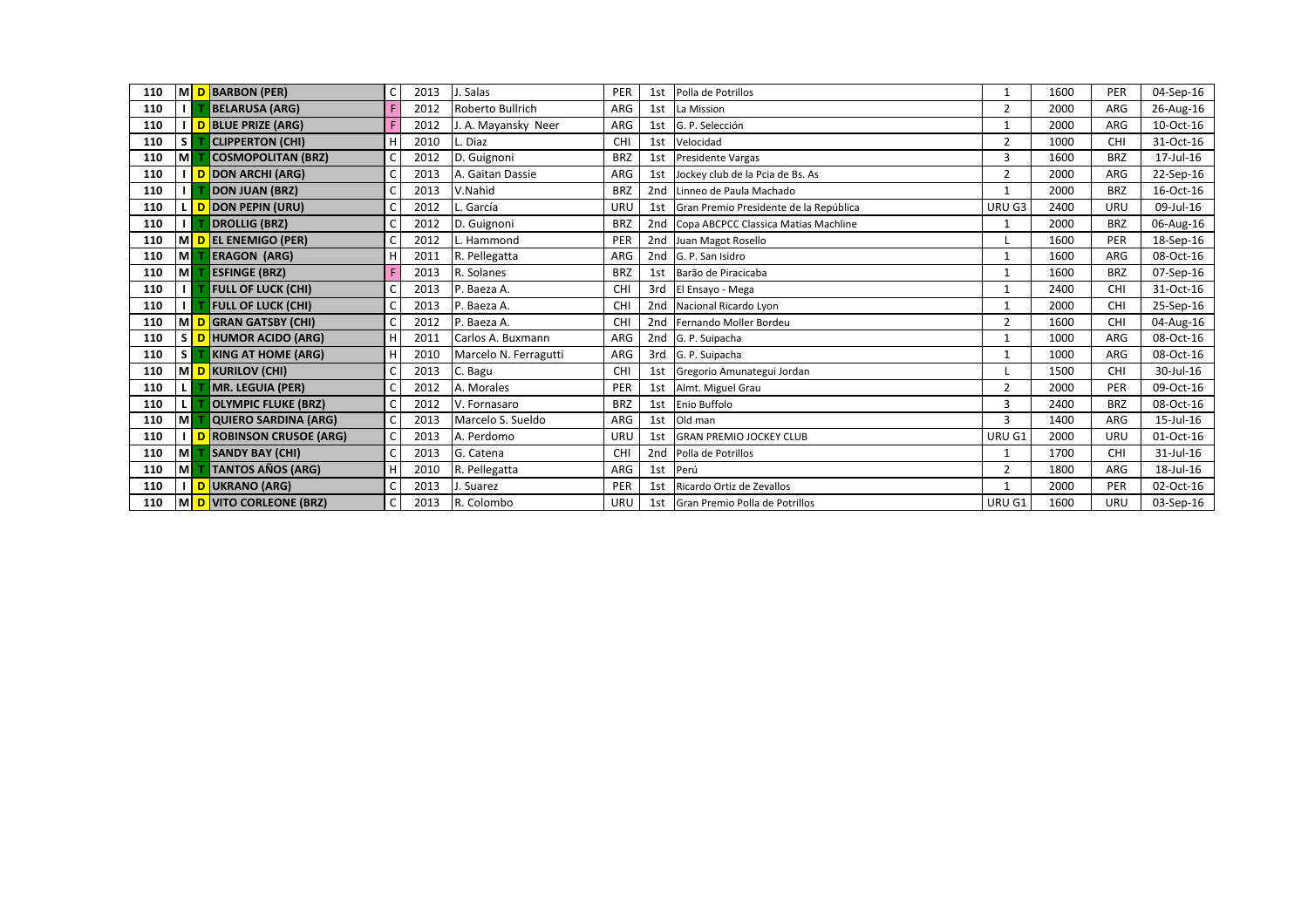| | | | | | | | | | | | | | |
|---|---|---|---|---|---|---|---|---|---|---|---|---|---|
| 110 | M | D | BARBON (PER) | C | 2013 | J. Salas | PER | 1st | Polla de Potrillos | 1 | 1600 | PER | 04-Sep-16 |
| 110 | I | T | BELARUSA (ARG) | F | 2012 | Roberto Bullrich | ARG | 1st | La Mission | 2 | 2000 | ARG | 26-Aug-16 |
| 110 | I | D | BLUE PRIZE (ARG) | F | 2012 | J. A. Mayansky Neer | ARG | 1st | G. P. Selección | 1 | 2000 | ARG | 10-Oct-16 |
| 110 | S | T | CLIPPERTON (CHI) | H | 2010 | L. Diaz | CHI | 1st | Velocidad | 2 | 1000 | CHI | 31-Oct-16 |
| 110 | M | T | COSMOPOLITAN (BRZ) | C | 2012 | D. Guignoni | BRZ | 1st | Presidente Vargas | 3 | 1600 | BRZ | 17-Jul-16 |
| 110 | I | D | DON ARCHI (ARG) | C | 2013 | A. Gaitan Dassie | ARG | 1st | Jockey club de la Pcia de Bs. As | 2 | 2000 | ARG | 22-Sep-16 |
| 110 | I | T | DON JUAN (BRZ) | C | 2013 | V.Nahid | BRZ | 2nd | Linneo de Paula Machado | 1 | 2000 | BRZ | 16-Oct-16 |
| 110 | L | D | DON PEPIN (URU) | C | 2012 | L. García | URU | 1st | Gran Premio Presidente de la República | URU G3 | 2400 | URU | 09-Jul-16 |
| 110 | I | T | DROLLIG (BRZ) | C | 2012 | D. Guignoni | BRZ | 2nd | Copa ABCPCC Classica Matias Machline | 1 | 2000 | BRZ | 06-Aug-16 |
| 110 | M | D | EL ENEMIGO (PER) | C | 2012 | L. Hammond | PER | 2nd | Juan Magot Rosello | L | 1600 | PER | 18-Sep-16 |
| 110 | M | T | ERAGON (ARG) | H | 2011 | R. Pellegatta | ARG | 2nd | G. P. San Isidro | 1 | 1600 | ARG | 08-Oct-16 |
| 110 | M | T | ESFINGE (BRZ) | F | 2013 | R. Solanes | BRZ | 1st | Barão de Piracicaba | 1 | 1600 | BRZ | 07-Sep-16 |
| 110 | I | T | FULL OF LUCK (CHI) | C | 2013 | P. Baeza A. | CHI | 3rd | El Ensayo - Mega | 1 | 2400 | CHI | 31-Oct-16 |
| 110 | I | T | FULL OF LUCK (CHI) | C | 2013 | P. Baeza A. | CHI | 2nd | Nacional Ricardo Lyon | 1 | 2000 | CHI | 25-Sep-16 |
| 110 | M | D | GRAN GATSBY (CHI) | C | 2012 | P. Baeza A. | CHI | 2nd | Fernando Moller Bordeu | 2 | 1600 | CHI | 04-Aug-16 |
| 110 | S | D | HUMOR ACIDO (ARG) | H | 2011 | Carlos A. Buxmann | ARG | 2nd | G. P. Suipacha | 1 | 1000 | ARG | 08-Oct-16 |
| 110 | S | T | KING AT HOME (ARG) | H | 2010 | Marcelo N. Ferragutti | ARG | 3rd | G. P. Suipacha | 1 | 1000 | ARG | 08-Oct-16 |
| 110 | M | D | KURILOV (CHI) | C | 2013 | C. Bagu | CHI | 1st | Gregorio Amunategui Jordan | L | 1500 | CHI | 30-Jul-16 |
| 110 | L | T | MR. LEGUIA (PER) | C | 2012 | A. Morales | PER | 1st | Almt. Miguel Grau | 2 | 2000 | PER | 09-Oct-16 |
| 110 | L | T | OLYMPIC FLUKE (BRZ) | C | 2012 | V. Fornasaro | BRZ | 1st | Enio Buffolo | 3 | 2400 | BRZ | 08-Oct-16 |
| 110 | M | T | QUIERO SARDINA (ARG) | C | 2013 | Marcelo S. Sueldo | ARG | 1st | Old man | 3 | 1400 | ARG | 15-Jul-16 |
| 110 | I | D | ROBINSON CRUSOE (ARG) | C | 2013 | A. Perdomo | URU | 1st | GRAN PREMIO JOCKEY CLUB | URU G1 | 2000 | URU | 01-Oct-16 |
| 110 | M | T | SANDY BAY (CHI) | C | 2013 | G. Catena | CHI | 2nd | Polla de Potrillos | 1 | 1700 | CHI | 31-Jul-16 |
| 110 | M | T | TANTOS AÑOS (ARG) | H | 2010 | R. Pellegatta | ARG | 1st | Perú | 2 | 1800 | ARG | 18-Jul-16 |
| 110 | I | D | UKRANO (ARG) | C | 2013 | J. Suarez | PER | 1st | Ricardo Ortiz de Zevallos | 1 | 2000 | PER | 02-Oct-16 |
| 110 | M | D | VITO CORLEONE (BRZ) | C | 2013 | R. Colombo | URU | 1st | Gran Premio Polla de Potrillos | URU G1 | 1600 | URU | 03-Sep-16 |